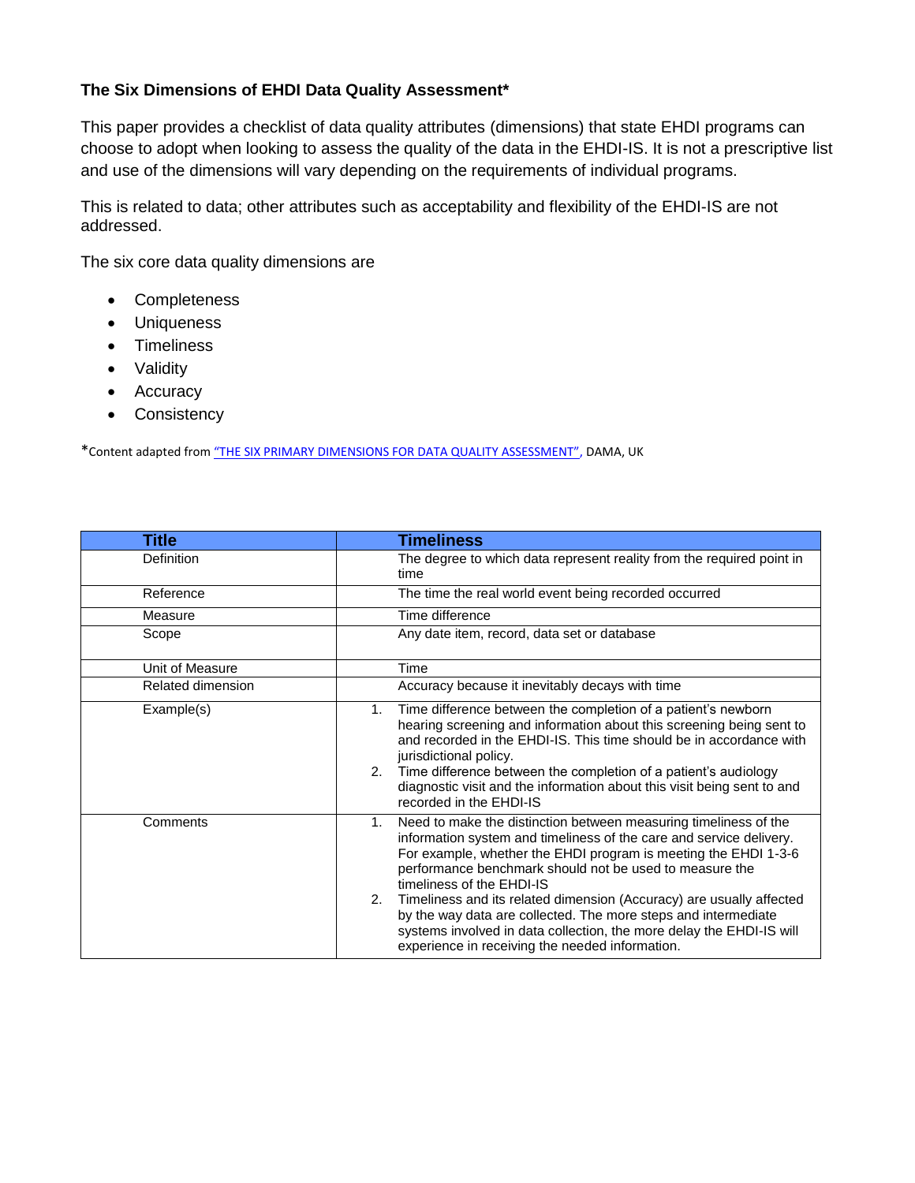**The Six Dimensions of EHDI Data Quality Assessment***

This paper provides a checklist of data quality attributes (dimensions) that state EHDI programs can choose to adopt when looking to assess the quality of the data in the EHDI-IS. It is not a prescriptive list and use of the dimensions will vary depending on the requirements of individual programs.

This is related to data; other attributes such as acceptability and flexibility of the EHDI-IS are not addressed.

The six core data quality dimensions are

- Completeness
- Uniqueness
- Timeliness
- Validity
- Accuracy
- Consistency

*Content adapted from "THE SIX PRIMARY DIMENSIONS FOR DATA QUALITY ASSESSMENT", DAMA, UK

| Title | Timeliness |
|---|---|
| Definition | The degree to which data represent reality from the required point in time |
| Reference | The time the real world event being recorded occurred |
| Measure | Time difference |
| Scope | Any date item, record, data set or database |
| Unit of Measure | Time |
| Related dimension | Accuracy because it inevitably decays with time |
| Example(s) | 1. Time difference between the completion of a patient's newborn hearing screening and information about this screening being sent to and recorded in the EHDI-IS. This time should be in accordance with jurisdictional policy.<br>2. Time difference between the completion of a patient's audiology diagnostic visit and the information about this visit being sent to and recorded in the EHDI-IS |
| Comments | 1. Need to make the distinction between measuring timeliness of the information system and timeliness of the care and service delivery. For example, whether the EHDI program is meeting the EHDI 1-3-6 performance benchmark should not be used to measure the timeliness of the EHDI-IS<br>2. Timeliness and its related dimension (Accuracy) are usually affected by the way data are collected. The more steps and intermediate systems involved in data collection, the more delay the EHDI-IS will experience in receiving the needed information. |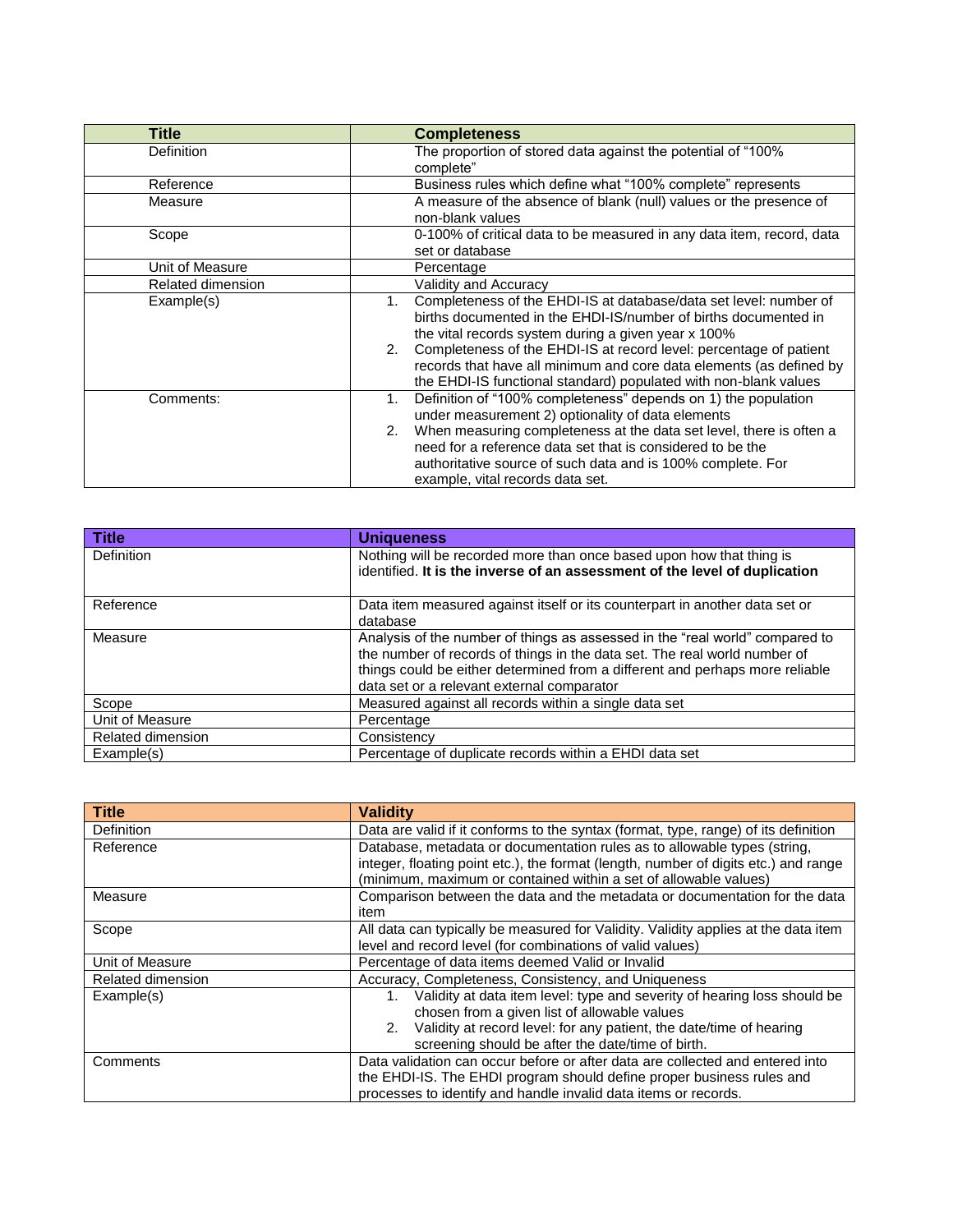| Title | Completeness |
|---|---|
| Definition | The proportion of stored data against the potential of "100% complete" |
| Reference | Business rules which define what "100% complete" represents |
| Measure | A measure of the absence of blank (null) values or the presence of non-blank values |
| Scope | 0-100% of critical data to be measured in any data item, record, data set or database |
| Unit of Measure | Percentage |
| Related dimension | Validity and Accuracy |
| Example(s) | 1. Completeness of the EHDI-IS at database/data set level: number of births documented in the EHDI-IS/number of births documented in the vital records system during a given year x 100%<br>2. Completeness of the EHDI-IS at record level: percentage of patient records that have all minimum and core data elements (as defined by the EHDI-IS functional standard) populated with non-blank values |
| Comments: | 1. Definition of "100% completeness" depends on 1) the population under measurement 2) optionality of data elements<br>2. When measuring completeness at the data set level, there is often a need for a reference data set that is considered to be the authoritative source of such data and is 100% complete. For example, vital records data set. |

| Title | Uniqueness |
|---|---|
| Definition | Nothing will be recorded more than once based upon how that thing is identified. **It is the inverse of an assessment of the level of duplication** |
| Reference | Data item measured against itself or its counterpart in another data set or database |
| Measure | Analysis of the number of things as assessed in the "real world" compared to the number of records of things in the data set. The real world number of things could be either determined from a different and perhaps more reliable data set or a relevant external comparator |
| Scope | Measured against all records within a single data set |
| Unit of Measure | Percentage |
| Related dimension | Consistency |
| Example(s) | Percentage of duplicate records within a EHDI data set |

| Title | Validity |
|---|---|
| Definition | Data are valid if it conforms to the syntax (format, type, range) of its definition |
| Reference | Database, metadata or documentation rules as to allowable types (string, integer, floating point etc.), the format (length, number of digits etc.) and range (minimum, maximum or contained within a set of allowable values) |
| Measure | Comparison between the data and the metadata or documentation for the data item |
| Scope | All data can typically be measured for Validity. Validity applies at the data item level and record level (for combinations of valid values) |
| Unit of Measure | Percentage of data items deemed Valid or Invalid |
| Related dimension | Accuracy, Completeness, Consistency, and Uniqueness |
| Example(s) | 1. Validity at data item level: type and severity of hearing loss should be chosen from a given list of allowable values<br>2. Validity at record level: for any patient, the date/time of hearing screening should be after the date/time of birth. |
| Comments | Data validation can occur before or after data are collected and entered into the EHDI-IS. The EHDI program should define proper business rules and processes to identify and handle invalid data items or records. |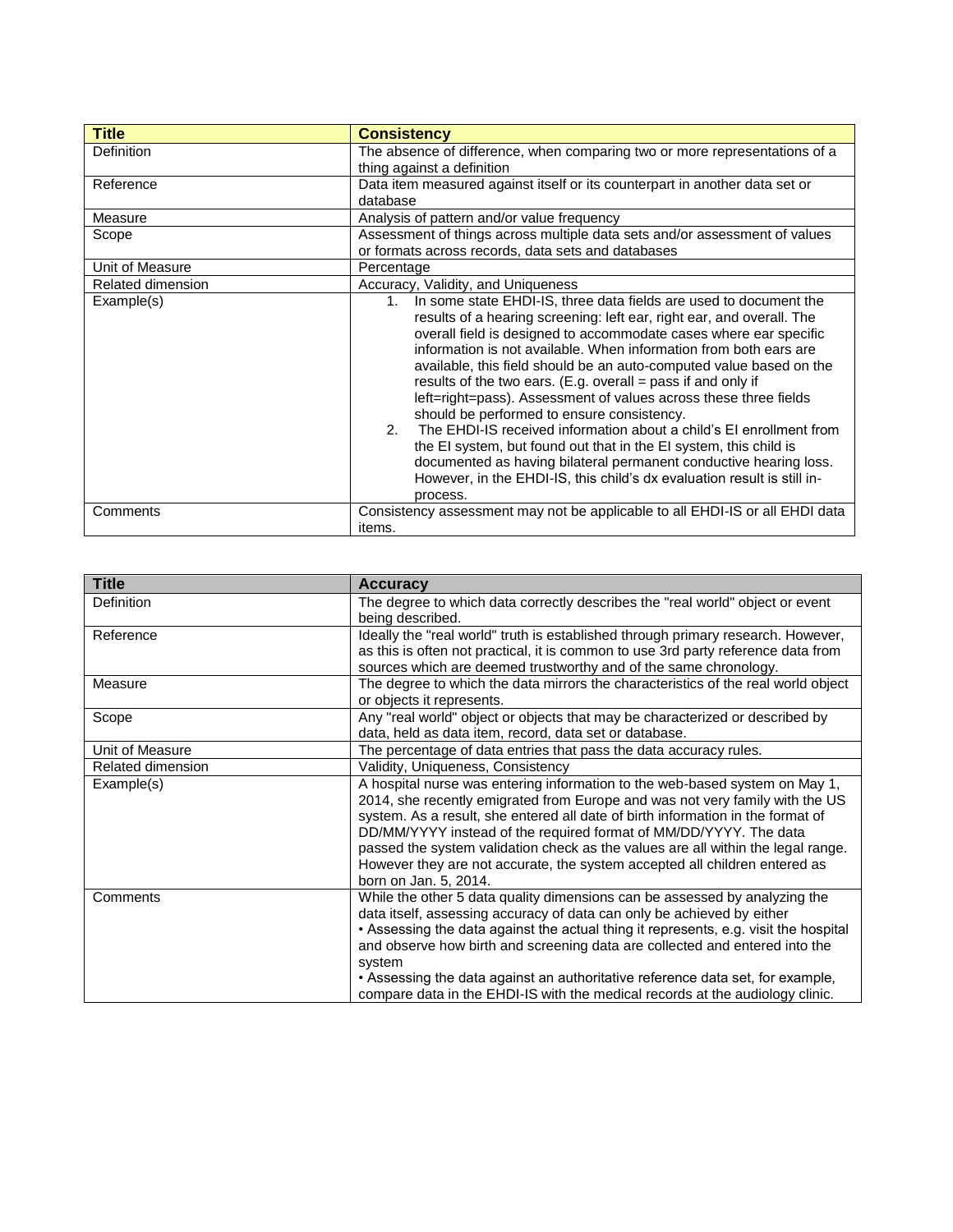| Title | Consistency |
|---|---|
| Definition | The absence of difference, when comparing two or more representations of a thing against a definition |
| Reference | Data item measured against itself or its counterpart in another data set or database |
| Measure | Analysis of pattern and/or value frequency |
| Scope | Assessment of things across multiple data sets and/or assessment of values or formats across records, data sets and databases |
| Unit of Measure | Percentage |
| Related dimension | Accuracy, Validity, and Uniqueness |
| Example(s) | 1. In some state EHDI-IS, three data fields are used to document the results of a hearing screening: left ear, right ear, and overall. The overall field is designed to accommodate cases where ear specific information is not available. When information from both ears are available, this field should be an auto-computed value based on the results of the two ears. (E.g. overall = pass if and only if left=right=pass). Assessment of values across these three fields should be performed to ensure consistency.<br>2. The EHDI-IS received information about a child's EI enrollment from the EI system, but found out that in the EI system, this child is documented as having bilateral permanent conductive hearing loss. However, in the EHDI-IS, this child's dx evaluation result is still in-process. |
| Comments | Consistency assessment may not be applicable to all EHDI-IS or all EHDI data items. |

| Title | Accuracy |
|---|---|
| Definition | The degree to which data correctly describes the "real world" object or event being described. |
| Reference | Ideally the "real world" truth is established through primary research. However, as this is often not practical, it is common to use 3rd party reference data from sources which are deemed trustworthy and of the same chronology. |
| Measure | The degree to which the data mirrors the characteristics of the real world object or objects it represents. |
| Scope | Any "real world" object or objects that may be characterized or described by data, held as data item, record, data set or database. |
| Unit of Measure | The percentage of data entries that pass the data accuracy rules. |
| Related dimension | Validity, Uniqueness, Consistency |
| Example(s) | A hospital nurse was entering information to the web-based system on May 1, 2014, she recently emigrated from Europe and was not very family with the US system. As a result, she entered all date of birth information in the format of DD/MM/YYYY instead of the required format of MM/DD/YYYY. The data passed the system validation check as the values are all within the legal range. However they are not accurate, the system accepted all children entered as born on Jan. 5, 2014. |
| Comments | While the other 5 data quality dimensions can be assessed by analyzing the data itself, assessing accuracy of data can only be achieved by either<br>• Assessing the data against the actual thing it represents, e.g. visit the hospital and observe how birth and screening data are collected and entered into the system<br>• Assessing the data against an authoritative reference data set, for example, compare data in the EHDI-IS with the medical records at the audiology clinic. |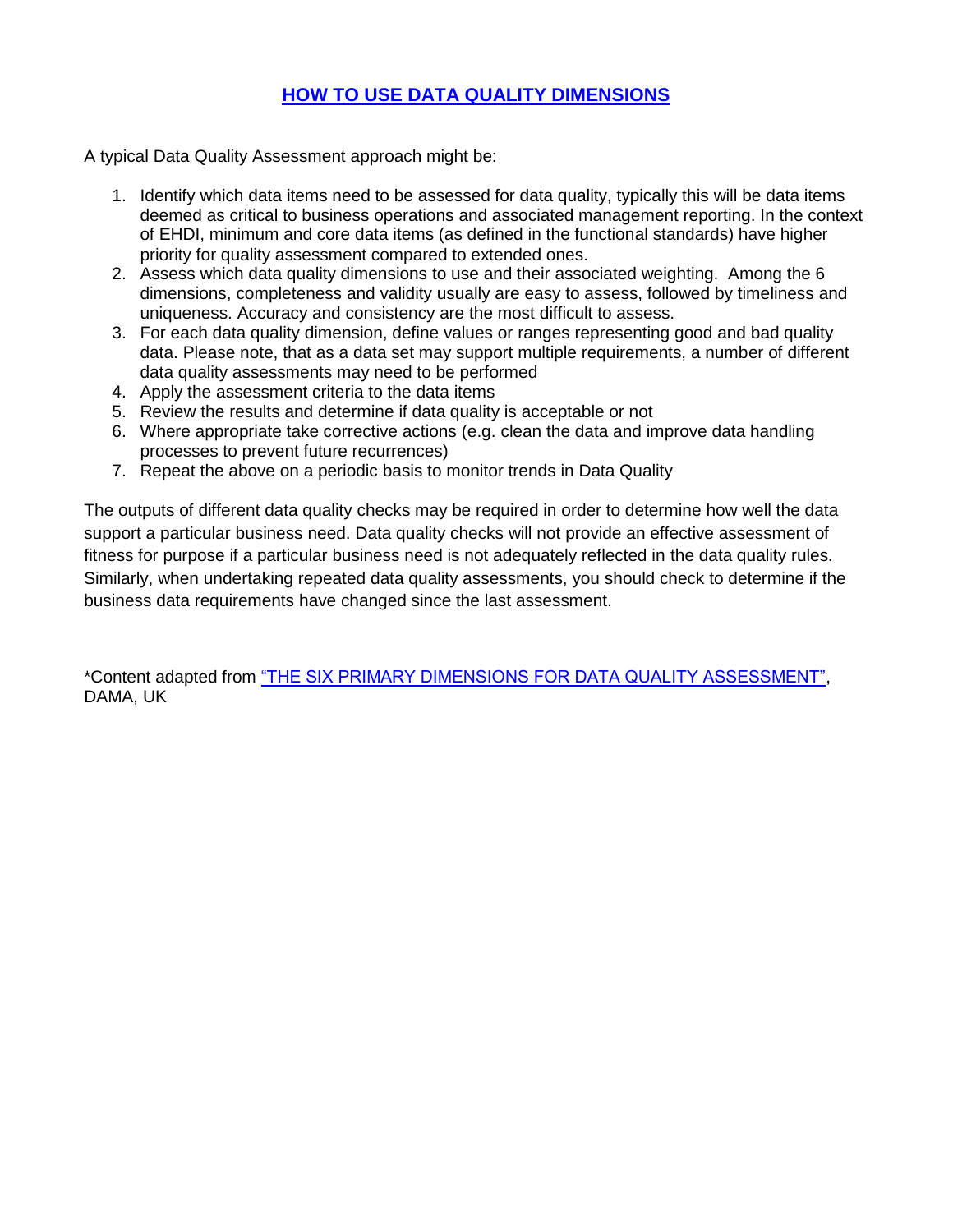## HOW TO USE DATA QUALITY DIMENSIONS

A typical Data Quality Assessment approach might be:

1. Identify which data items need to be assessed for data quality, typically this will be data items deemed as critical to business operations and associated management reporting. In the context of EHDI, minimum and core data items (as defined in the functional standards) have higher priority for quality assessment compared to extended ones.
2. Assess which data quality dimensions to use and their associated weighting. Among the 6 dimensions, completeness and validity usually are easy to assess, followed by timeliness and uniqueness. Accuracy and consistency are the most difficult to assess.
3. For each data quality dimension, define values or ranges representing good and bad quality data. Please note, that as a data set may support multiple requirements, a number of different data quality assessments may need to be performed
4. Apply the assessment criteria to the data items
5. Review the results and determine if data quality is acceptable or not
6. Where appropriate take corrective actions (e.g. clean the data and improve data handling processes to prevent future recurrences)
7. Repeat the above on a periodic basis to monitor trends in Data Quality

The outputs of different data quality checks may be required in order to determine how well the data support a particular business need. Data quality checks will not provide an effective assessment of fitness for purpose if a particular business need is not adequately reflected in the data quality rules. Similarly, when undertaking repeated data quality assessments, you should check to determine if the business data requirements have changed since the last assessment.

*Content adapted from "THE SIX PRIMARY DIMENSIONS FOR DATA QUALITY ASSESSMENT", DAMA, UK